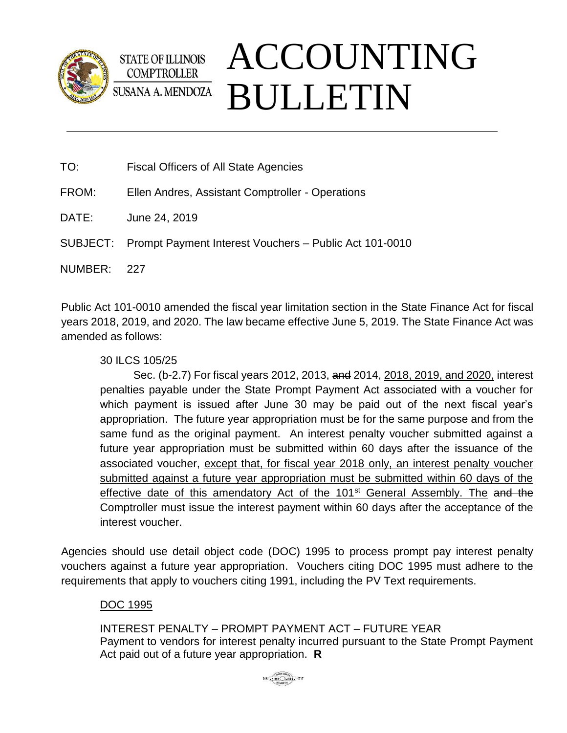STATE OF ILLINOIS
COMPTROLLER
SUSANA A. MENDOZA

# ACCOUNTING BULLETIN

---

TO: Fiscal Officers of All State Agencies

FROM: Ellen Andres, Assistant Comptroller - Operations

DATE: June 24, 2019

SUBJECT: Prompt Payment Interest Vouchers – Public Act 101-0010

NUMBER: 227

Public Act 101-0010 amended the fiscal year limitation section in the State Finance Act for fiscal years 2018, 2019, and 2020. The law became effective June 5, 2019. The State Finance Act was amended as follows:

> 30 ILCS 105/25
>
> Sec. (b-2.7) For fiscal years 2012, 2013, ~~and~~ 2014, <u>2018, 2019, and 2020,</u> interest penalties payable under the State Prompt Payment Act associated with a voucher for which payment is issued after June 30 may be paid out of the next fiscal year's appropriation. The future year appropriation must be for the same purpose and from the same fund as the original payment. An interest penalty voucher submitted against a future year appropriation must be submitted within 60 days after the issuance of the associated voucher, <u>except that, for fiscal year 2018 only, an interest penalty voucher submitted against a future year appropriation must be submitted within 60 days of the effective date of this amendatory Act of the 101st General Assembly. The</u> ~~and the~~ Comptroller must issue the interest payment within 60 days after the acceptance of the interest voucher.

Agencies should use detail object code (DOC) 1995 to process prompt pay interest penalty vouchers against a future year appropriation. Vouchers citing DOC 1995 must adhere to the requirements that apply to vouchers citing 1991, including the PV Text requirements.

> <u>DOC 1995</u>
>
> INTEREST PENALTY – PROMPT PAYMENT ACT – FUTURE YEAR
> Payment to vendors for interest penalty incurred pursuant to the State Prompt Payment Act paid out of a future year appropriation. **R**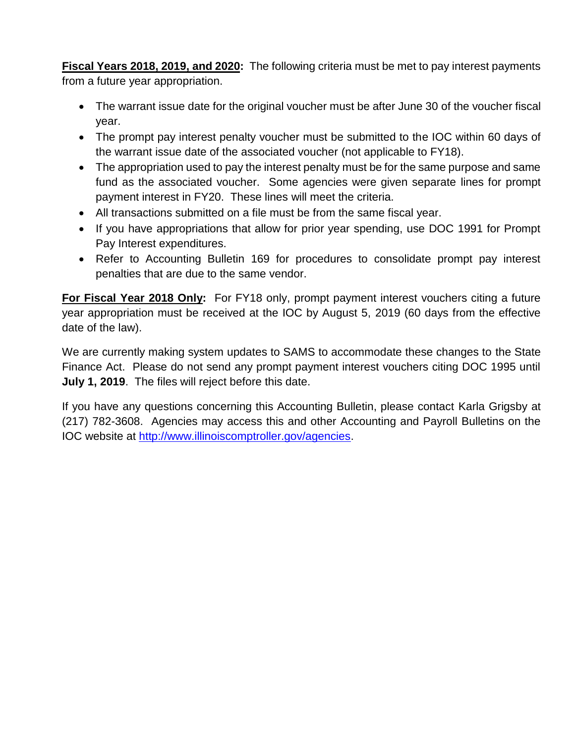**<u>Fiscal Years 2018, 2019, and 2020</u>:** The following criteria must be met to pay interest payments from a future year appropriation.

- The warrant issue date for the original voucher must be after June 30 of the voucher fiscal year.
- The prompt pay interest penalty voucher must be submitted to the IOC within 60 days of the warrant issue date of the associated voucher (not applicable to FY18).
- The appropriation used to pay the interest penalty must be for the same purpose and same fund as the associated voucher. Some agencies were given separate lines for prompt payment interest in FY20. These lines will meet the criteria.
- All transactions submitted on a file must be from the same fiscal year.
- If you have appropriations that allow for prior year spending, use DOC 1991 for Prompt Pay Interest expenditures.
- Refer to Accounting Bulletin 169 for procedures to consolidate prompt pay interest penalties that are due to the same vendor.

**<u>For Fiscal Year 2018 Only</u>:** For FY18 only, prompt payment interest vouchers citing a future year appropriation must be received at the IOC by August 5, 2019 (60 days from the effective date of the law).

We are currently making system updates to SAMS to accommodate these changes to the State Finance Act. Please do not send any prompt payment interest vouchers citing DOC 1995 until **July 1, 2019**. The files will reject before this date.

If you have any questions concerning this Accounting Bulletin, please contact Karla Grigsby at (217) 782-3608. Agencies may access this and other Accounting and Payroll Bulletins on the IOC website at [http://www.illinoiscomptroller.gov/agencies](http://www.illinoiscomptroller.gov/agencies).